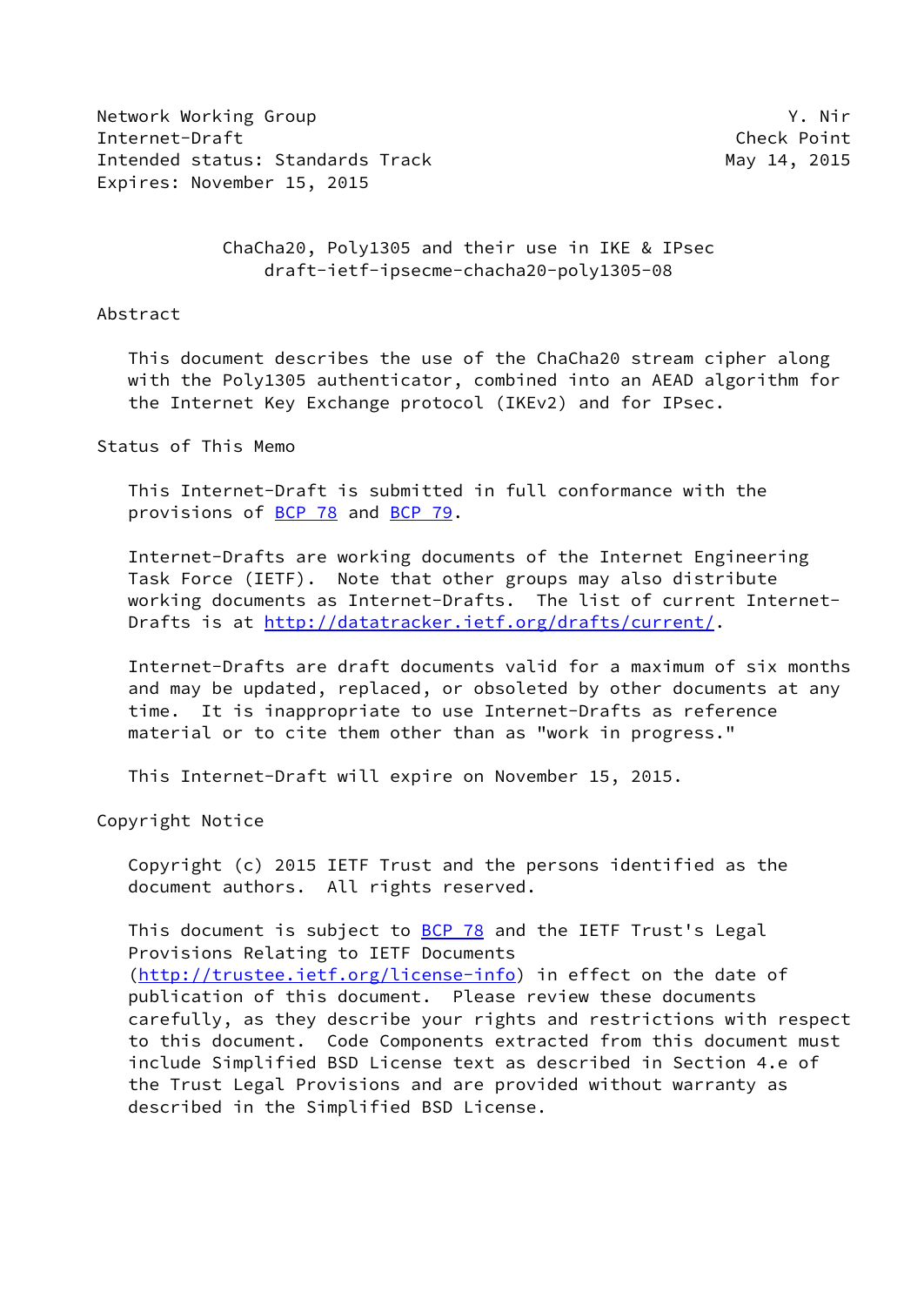Network Working Group Y. Nir
Internet-Draft Check Point
Intended status: Standards Track May 14, 2015
Expires: November 15, 2015

# ChaCha20, Poly1305 and their use in IKE & IPsec
## draft-ietf-ipsecme-chacha20-poly1305-08

## Abstract

This document describes the use of the ChaCha20 stream cipher along with the Poly1305 authenticator, combined into an AEAD algorithm for the Internet Key Exchange protocol (IKEv2) and for IPsec.

## Status of This Memo

This Internet-Draft is submitted in full conformance with the provisions of BCP 78 and BCP 79.

Internet-Drafts are working documents of the Internet Engineering Task Force (IETF). Note that other groups may also distribute working documents as Internet-Drafts. The list of current Internet-Drafts is at http://datatracker.ietf.org/drafts/current/.

Internet-Drafts are draft documents valid for a maximum of six months and may be updated, replaced, or obsoleted by other documents at any time. It is inappropriate to use Internet-Drafts as reference material or to cite them other than as "work in progress."

This Internet-Draft will expire on November 15, 2015.

## Copyright Notice

Copyright (c) 2015 IETF Trust and the persons identified as the document authors. All rights reserved.

This document is subject to BCP 78 and the IETF Trust's Legal Provisions Relating to IETF Documents (http://trustee.ietf.org/license-info) in effect on the date of publication of this document. Please review these documents carefully, as they describe your rights and restrictions with respect to this document. Code Components extracted from this document must include Simplified BSD License text as described in Section 4.e of the Trust Legal Provisions and are provided without warranty as described in the Simplified BSD License.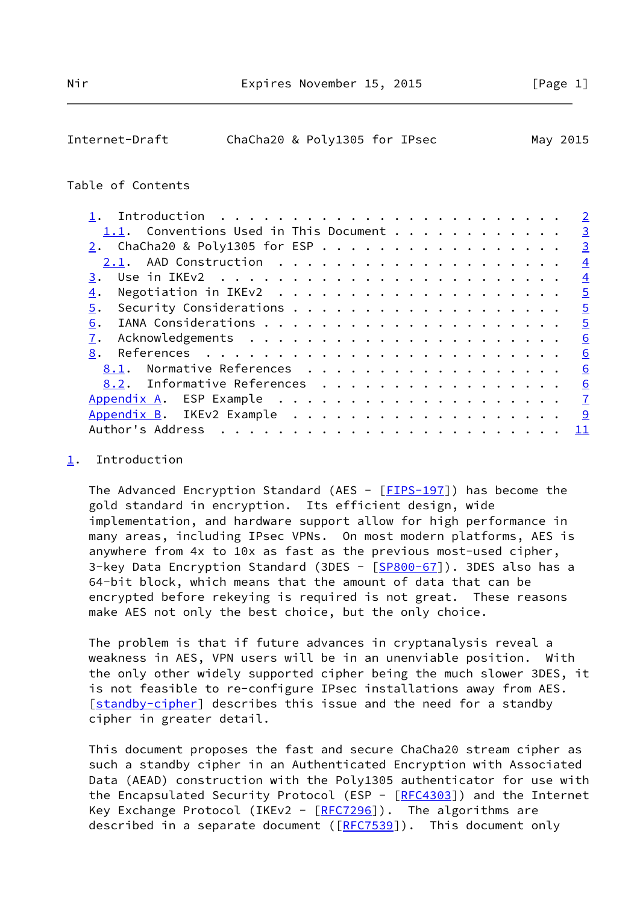Table of Contents

- 1. Introduction . . . . . . . . . . . . . . . . . . . . . . . . 2
  - 1.1. Conventions Used in This Document . . . . . . . . . . . . 3
- 2. ChaCha20 & Poly1305 for ESP . . . . . . . . . . . . . . . . . 3
  - 2.1. AAD Construction . . . . . . . . . . . . . . . . . . . . 4
- 3. Use in IKEv2 . . . . . . . . . . . . . . . . . . . . . . . . 4
- 4. Negotiation in IKEv2 . . . . . . . . . . . . . . . . . . . . 5
- 5. Security Considerations . . . . . . . . . . . . . . . . . . . 5
- 6. IANA Considerations . . . . . . . . . . . . . . . . . . . . . 5
- 7. Acknowledgements . . . . . . . . . . . . . . . . . . . . . . 6
- 8. References . . . . . . . . . . . . . . . . . . . . . . . . . 6
  - 8.1. Normative References . . . . . . . . . . . . . . . . . . 6
  - 8.2. Informative References . . . . . . . . . . . . . . . . . 6
- Appendix A. ESP Example . . . . . . . . . . . . . . . . . . . . 7
- Appendix B. IKEv2 Example . . . . . . . . . . . . . . . . . . . 9
- Author's Address . . . . . . . . . . . . . . . . . . . . . . . . 11

# 1. Introduction

The Advanced Encryption Standard (AES - [FIPS-197]) has become the gold standard in encryption. Its efficient design, wide implementation, and hardware support allow for high performance in many areas, including IPsec VPNs. On most modern platforms, AES is anywhere from 4x to 10x as fast as the previous most-used cipher, 3-key Data Encryption Standard (3DES - [SP800-67]). 3DES also has a 64-bit block, which means that the amount of data that can be encrypted before rekeying is required is not great. These reasons make AES not only the best choice, but the only choice.

The problem is that if future advances in cryptanalysis reveal a weakness in AES, VPN users will be in an unenviable position. With the only other widely supported cipher being the much slower 3DES, it is not feasible to re-configure IPsec installations away from AES. [standby-cipher] describes this issue and the need for a standby cipher in greater detail.

This document proposes the fast and secure ChaCha20 stream cipher as such a standby cipher in an Authenticated Encryption with Associated Data (AEAD) construction with the Poly1305 authenticator for use with the Encapsulated Security Protocol (ESP - [RFC4303]) and the Internet Key Exchange Protocol (IKEv2 - [RFC7296]). The algorithms are described in a separate document ([RFC7539]). This document only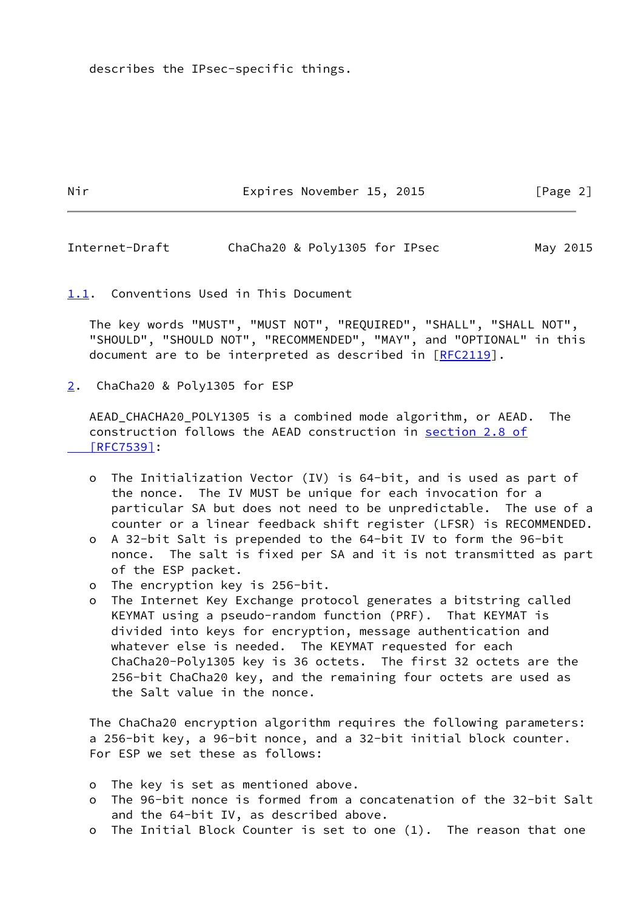describes the IPsec-specific things.

### 1.1. Conventions Used in This Document

The key words "MUST", "MUST NOT", "REQUIRED", "SHALL", "SHALL NOT", "SHOULD", "SHOULD NOT", "RECOMMENDED", "MAY", and "OPTIONAL" in this document are to be interpreted as described in [RFC2119].

## 2. ChaCha20 & Poly1305 for ESP

AEAD_CHACHA20_POLY1305 is a combined mode algorithm, or AEAD. The construction follows the AEAD construction in section 2.8 of [RFC7539]:

- The Initialization Vector (IV) is 64-bit, and is used as part of the nonce. The IV MUST be unique for each invocation for a particular SA but does not need to be unpredictable. The use of a counter or a linear feedback shift register (LFSR) is RECOMMENDED.
- A 32-bit Salt is prepended to the 64-bit IV to form the 96-bit nonce. The salt is fixed per SA and it is not transmitted as part of the ESP packet.
- The encryption key is 256-bit.
- The Internet Key Exchange protocol generates a bitstring called KEYMAT using a pseudo-random function (PRF). That KEYMAT is divided into keys for encryption, message authentication and whatever else is needed. The KEYMAT requested for each ChaCha20-Poly1305 key is 36 octets. The first 32 octets are the 256-bit ChaCha20 key, and the remaining four octets are used as the Salt value in the nonce.

The ChaCha20 encryption algorithm requires the following parameters: a 256-bit key, a 96-bit nonce, and a 32-bit initial block counter. For ESP we set these as follows:

- The key is set as mentioned above.
- The 96-bit nonce is formed from a concatenation of the 32-bit Salt and the 64-bit IV, as described above.
- The Initial Block Counter is set to one (1). The reason that one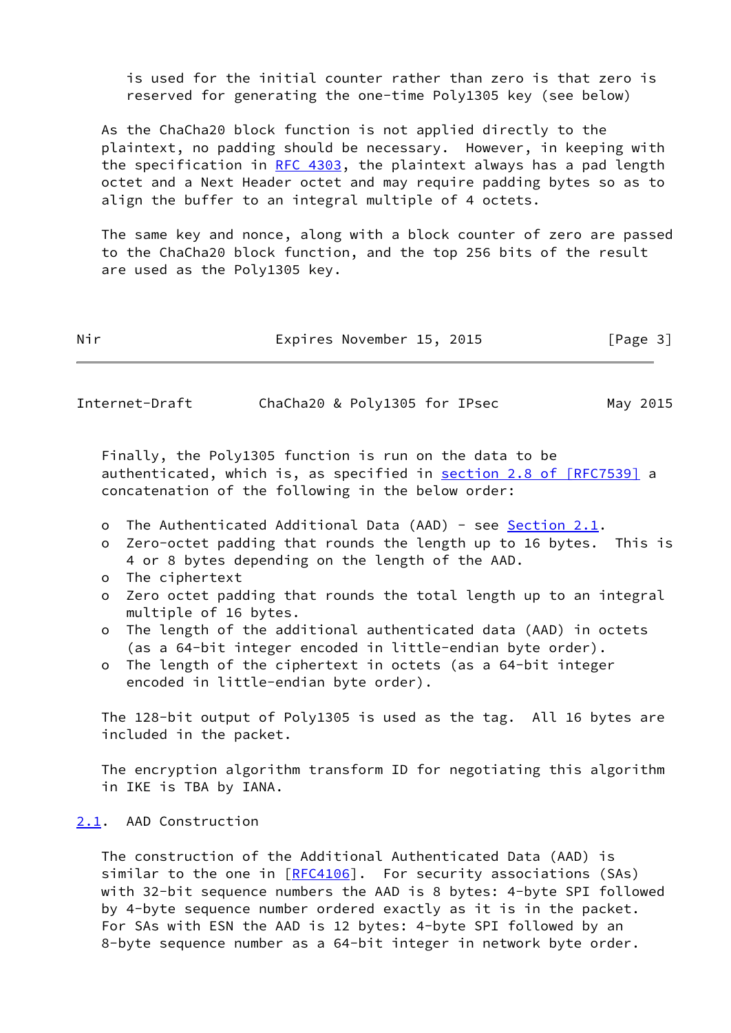is used for the initial counter rather than zero is that zero is reserved for generating the one-time Poly1305 key (see below)

As the ChaCha20 block function is not applied directly to the plaintext, no padding should be necessary. However, in keeping with the specification in RFC 4303, the plaintext always has a pad length octet and a Next Header octet and may require padding bytes so as to align the buffer to an integral multiple of 4 octets.

The same key and nonce, along with a block counter of zero are passed to the ChaCha20 block function, and the top 256 bits of the result are used as the Poly1305 key.

Finally, the Poly1305 function is run on the data to be authenticated, which is, as specified in section 2.8 of [RFC7539] a concatenation of the following in the below order:

- The Authenticated Additional Data (AAD) - see Section 2.1.
- Zero-octet padding that rounds the length up to 16 bytes. This is 4 or 8 bytes depending on the length of the AAD.
- The ciphertext
- Zero octet padding that rounds the total length up to an integral multiple of 16 bytes.
- The length of the additional authenticated data (AAD) in octets (as a 64-bit integer encoded in little-endian byte order).
- The length of the ciphertext in octets (as a 64-bit integer encoded in little-endian byte order).

The 128-bit output of Poly1305 is used as the tag. All 16 bytes are included in the packet.

The encryption algorithm transform ID for negotiating this algorithm in IKE is TBA by IANA.

## 2.1. AAD Construction

The construction of the Additional Authenticated Data (AAD) is similar to the one in [RFC4106]. For security associations (SAs) with 32-bit sequence numbers the AAD is 8 bytes: 4-byte SPI followed by 4-byte sequence number ordered exactly as it is in the packet. For SAs with ESN the AAD is 12 bytes: 4-byte SPI followed by an 8-byte sequence number as a 64-bit integer in network byte order.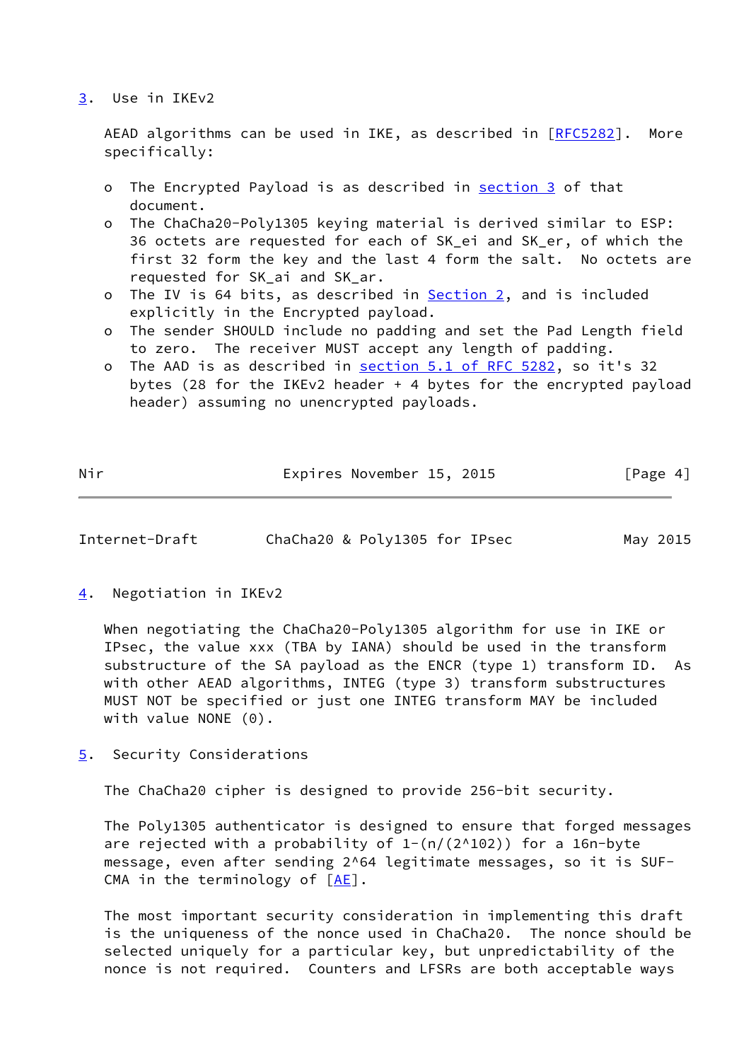## 3. Use in IKEv2

AEAD algorithms can be used in IKE, as described in [RFC5282]. More specifically:

- The Encrypted Payload is as described in section 3 of that document.
- The ChaCha20-Poly1305 keying material is derived similar to ESP: 36 octets are requested for each of SK_ei and SK_er, of which the first 32 form the key and the last 4 form the salt. No octets are requested for SK_ai and SK_ar.
- The IV is 64 bits, as described in Section 2, and is included explicitly in the Encrypted payload.
- The sender SHOULD include no padding and set the Pad Length field to zero. The receiver MUST accept any length of padding.
- The AAD is as described in section 5.1 of RFC 5282, so it's 32 bytes (28 for the IKEv2 header + 4 bytes for the encrypted payload header) assuming no unencrypted payloads.

## 4. Negotiation in IKEv2

When negotiating the ChaCha20-Poly1305 algorithm for use in IKE or IPsec, the value xxx (TBA by IANA) should be used in the transform substructure of the SA payload as the ENCR (type 1) transform ID. As with other AEAD algorithms, INTEG (type 3) transform substructures MUST NOT be specified or just one INTEG transform MAY be included with value NONE (0).

## 5. Security Considerations

The ChaCha20 cipher is designed to provide 256-bit security.

The Poly1305 authenticator is designed to ensure that forged messages are rejected with a probability of $1-(n/(2^{102}))$ for a 16n-byte message, even after sending $2^{64}$ legitimate messages, so it is SUF-CMA in the terminology of [AE].

The most important security consideration in implementing this draft is the uniqueness of the nonce used in ChaCha20. The nonce should be selected uniquely for a particular key, but unpredictability of the nonce is not required. Counters and LFSRs are both acceptable ways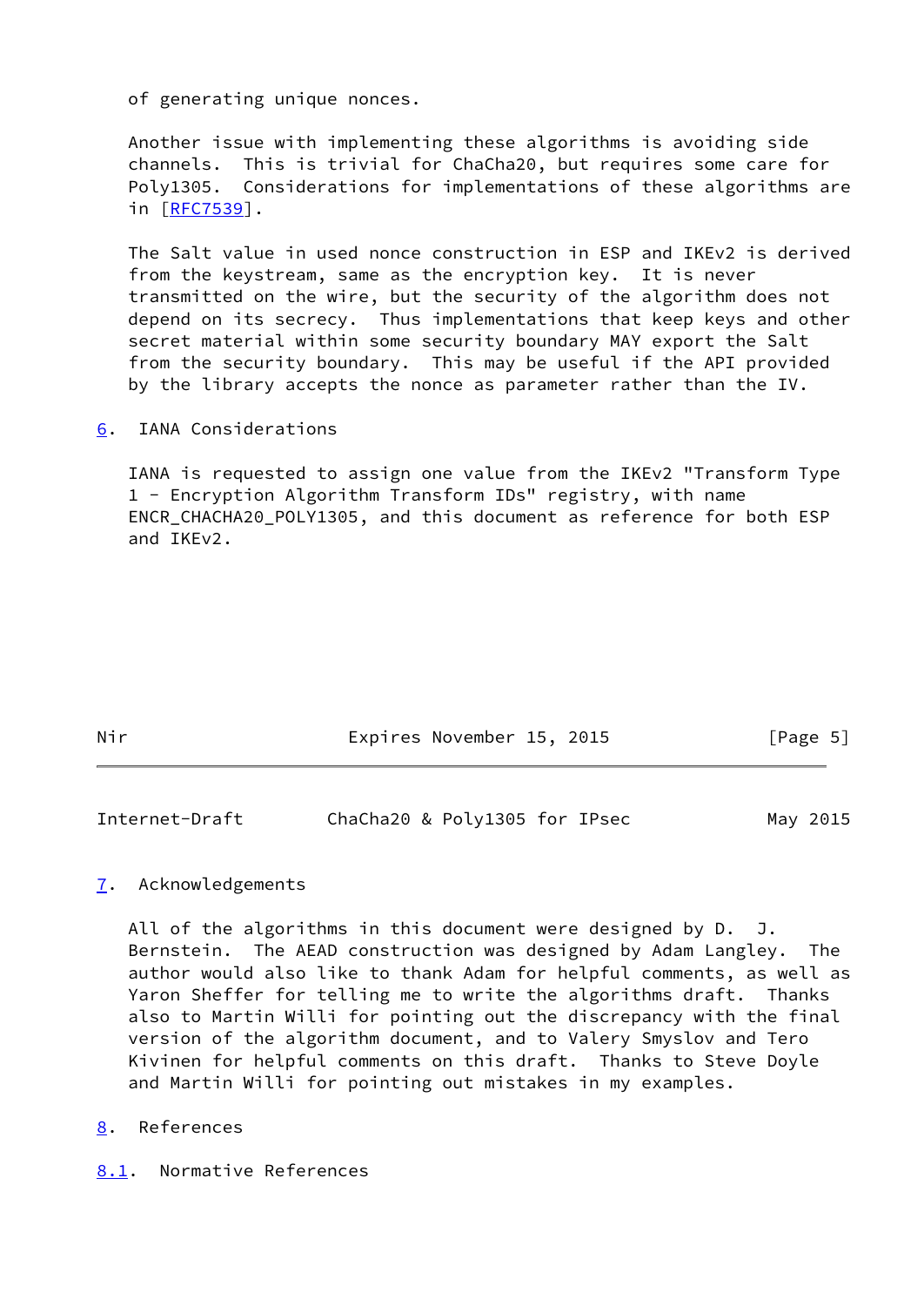of generating unique nonces.

Another issue with implementing these algorithms is avoiding side channels. This is trivial for ChaCha20, but requires some care for Poly1305. Considerations for implementations of these algorithms are in [RFC7539].

The Salt value in used nonce construction in ESP and IKEv2 is derived from the keystream, same as the encryption key. It is never transmitted on the wire, but the security of the algorithm does not depend on its secrecy. Thus implementations that keep keys and other secret material within some security boundary MAY export the Salt from the security boundary. This may be useful if the API provided by the library accepts the nonce as parameter rather than the IV.

## 6. IANA Considerations

IANA is requested to assign one value from the IKEv2 "Transform Type 1 - Encryption Algorithm Transform IDs" registry, with name ENCR_CHACHA20_POLY1305, and this document as reference for both ESP and IKEv2.

## 7. Acknowledgements

All of the algorithms in this document were designed by D. J. Bernstein. The AEAD construction was designed by Adam Langley. The author would also like to thank Adam for helpful comments, as well as Yaron Sheffer for telling me to write the algorithms draft. Thanks also to Martin Willi for pointing out the discrepancy with the final version of the algorithm document, and to Valery Smyslov and Tero Kivinen for helpful comments on this draft. Thanks to Steve Doyle and Martin Willi for pointing out mistakes in my examples.

## 8. References

### 8.1. Normative References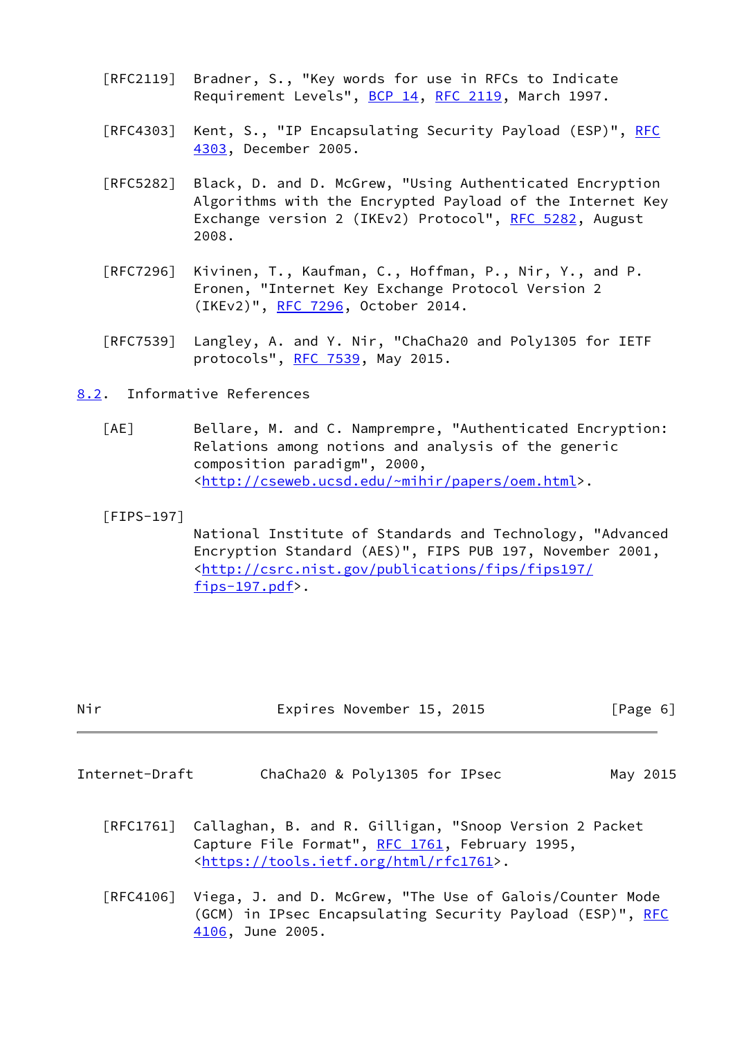[RFC2119] Bradner, S., "Key words for use in RFCs to Indicate Requirement Levels", BCP 14, RFC 2119, March 1997.

[RFC4303] Kent, S., "IP Encapsulating Security Payload (ESP)", RFC 4303, December 2005.

[RFC5282] Black, D. and D. McGrew, "Using Authenticated Encryption Algorithms with the Encrypted Payload of the Internet Key Exchange version 2 (IKEv2) Protocol", RFC 5282, August 2008.

[RFC7296] Kivinen, T., Kaufman, C., Hoffman, P., Nir, Y., and P. Eronen, "Internet Key Exchange Protocol Version 2 (IKEv2)", RFC 7296, October 2014.

[RFC7539] Langley, A. and Y. Nir, "ChaCha20 and Poly1305 for IETF protocols", RFC 7539, May 2015.

### 8.2. Informative References

[AE] Bellare, M. and C. Namprempre, "Authenticated Encryption: Relations among notions and analysis of the generic composition paradigm", 2000, <http://cseweb.ucsd.edu/~mihir/papers/oem.html>.

[FIPS-197] National Institute of Standards and Technology, "Advanced Encryption Standard (AES)", FIPS PUB 197, November 2001, <http://csrc.nist.gov/publications/fips/fips197/fips-197.pdf>.

[RFC1761] Callaghan, B. and R. Gilligan, "Snoop Version 2 Packet Capture File Format", RFC 1761, February 1995, <https://tools.ietf.org/html/rfc1761>.

[RFC4106] Viega, J. and D. McGrew, "The Use of Galois/Counter Mode (GCM) in IPsec Encapsulating Security Payload (ESP)", RFC 4106, June 2005.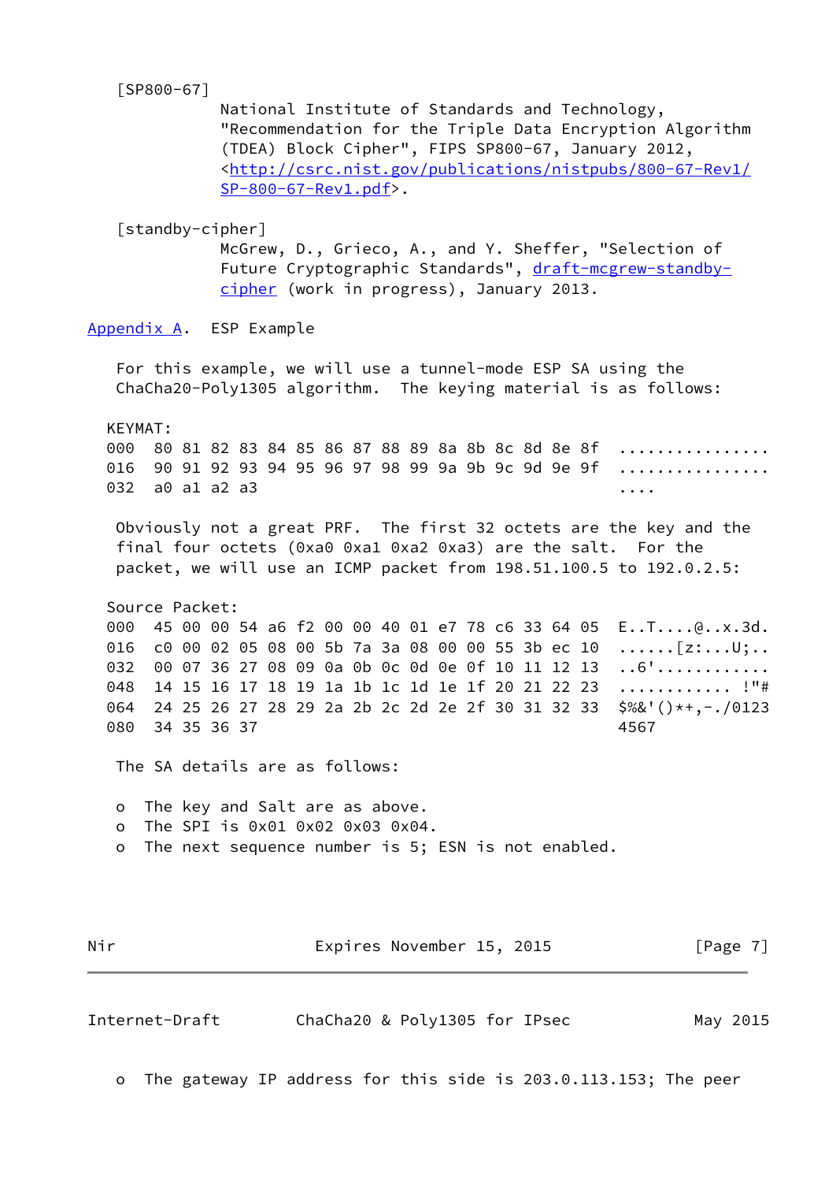[SP800-67]
National Institute of Standards and Technology, "Recommendation for the Triple Data Encryption Algorithm (TDEA) Block Cipher", FIPS SP800-67, January 2012, <http://csrc.nist.gov/publications/nistpubs/800-67-Rev1/SP-800-67-Rev1.pdf>.

[standby-cipher]
McGrew, D., Grieco, A., and Y. Sheffer, "Selection of Future Cryptographic Standards", draft-mcgrew-standby-cipher (work in progress), January 2013.

## Appendix A. ESP Example

For this example, we will use a tunnel-mode ESP SA using the ChaCha20-Poly1305 algorithm. The keying material is as follows:

```
KEYMAT:
000  80 81 82 83 84 85 86 87 88 89 8a 8b 8c 8d 8e 8f  ................
016  90 91 92 93 94 95 96 97 98 99 9a 9b 9c 9d 9e 9f  ................
032  a0 a1 a2 a3                                      ....
```

Obviously not a great PRF. The first 32 octets are the key and the final four octets (0xa0 0xa1 0xa2 0xa3) are the salt. For the packet, we will use an ICMP packet from 198.51.100.5 to 192.0.2.5:

```
Source Packet:
000  45 00 00 54 a6 f2 00 00 40 01 e7 78 c6 33 64 05  E..T....@..x.3d.
016  c0 00 02 05 08 00 5b 7a 3a 08 00 00 55 3b ec 10  ......[z:...U;..
032  00 07 36 27 08 09 0a 0b 0c 0d 0e 0f 10 11 12 13  ..6'............
048  14 15 16 17 18 19 1a 1b 1c 1d 1e 1f 20 21 22 23  ............ !"#
064  24 25 26 27 28 29 2a 2b 2c 2d 2e 2f 30 31 32 33  $%&'()*+,-./0123
080  34 35 36 37                                      4567
```

The SA details are as follows:

- The key and Salt are as above.
- The SPI is 0x01 0x02 0x03 0x04.
- The next sequence number is 5; ESN is not enabled.
- The gateway IP address for this side is 203.0.113.153; The peer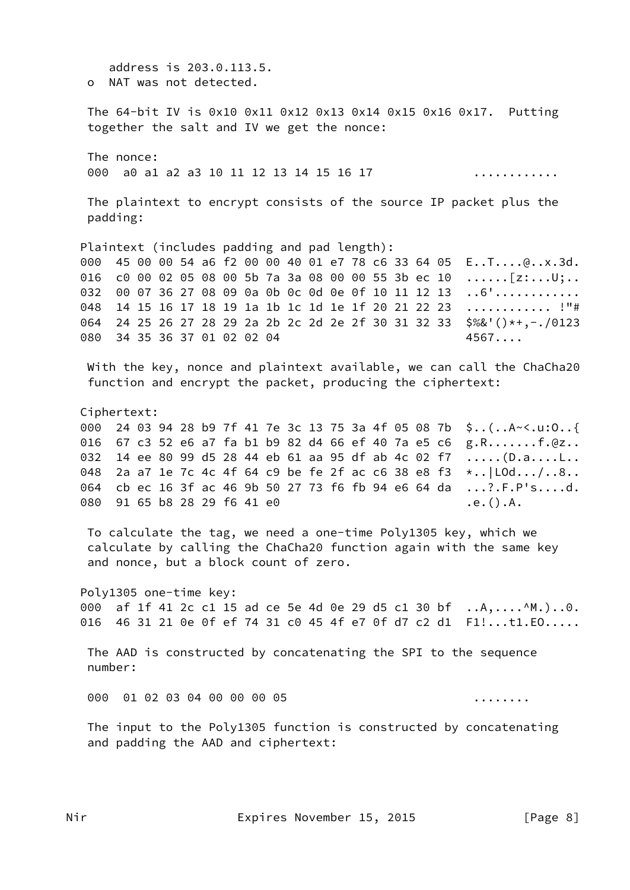address is 203.0.113.5.

o  NAT was not detected.

The 64-bit IV is 0x10 0x11 0x12 0x13 0x14 0x15 0x16 0x17.  Putting together the salt and IV we get the nonce:

The nonce:

```
000  a0 a1 a2 a3 10 11 12 13 14 15 16 17              ............
```

The plaintext to encrypt consists of the source IP packet plus the padding:

```
Plaintext (includes padding and pad length):
000  45 00 00 54 a6 f2 00 00 40 01 e7 78 c6 33 64 05  E..T....@..x.3d.
016  c0 00 02 05 08 00 5b 7a 3a 08 00 00 55 3b ec 10  ......[z:...U;..
032  00 07 36 27 08 09 0a 0b 0c 0d 0e 0f 10 11 12 13  ..6'............
048  14 15 16 17 18 19 1a 1b 1c 1d 1e 1f 20 21 22 23  ............ !"#
064  24 25 26 27 28 29 2a 2b 2c 2d 2e 2f 30 31 32 33  $%&'()*+,-./0123
080  34 35 36 37 01 02 02 04                          4567....
```

With the key, nonce and plaintext available, we can call the ChaCha20 function and encrypt the packet, producing the ciphertext:

```
Ciphertext:
000  24 03 94 28 b9 7f 41 7e 3c 13 75 3a 4f 05 08 7b  $..(..A~<.u:O..{
016  67 c3 52 e6 a7 fa b1 b9 82 d4 66 ef 40 7a e5 c6  g.R.......f.@z..
032  14 ee 80 99 d5 28 44 eb 61 aa 95 df ab 4c 02 f7  .....(D.a....L..
048  2a a7 1e 7c 4c 4f 64 c9 be fe 2f ac c6 38 e8 f3  *..|LOd.../..8..
064  cb ec 16 3f ac 46 9b 50 27 73 f6 fb 94 e6 64 da  ...?.F.P's....d.
080  91 65 b8 28 29 f6 41 e0                          .e.().A.
```

To calculate the tag, we need a one-time Poly1305 key, which we calculate by calling the ChaCha20 function again with the same key and nonce, but a block count of zero.

```
Poly1305 one-time key:
000  af 1f 41 2c c1 15 ad ce 5e 4d 0e 29 d5 c1 30 bf  ..A,....^M.)..0.
016  46 31 21 0e 0f ef 74 31 c0 45 4f e7 0f d7 c2 d1  F1!...t1.EO.....
```

The AAD is constructed by concatenating the SPI to the sequence number:

```
000  01 02 03 04 00 00 00 05                          ........
```

The input to the Poly1305 function is constructed by concatenating and padding the AAD and ciphertext: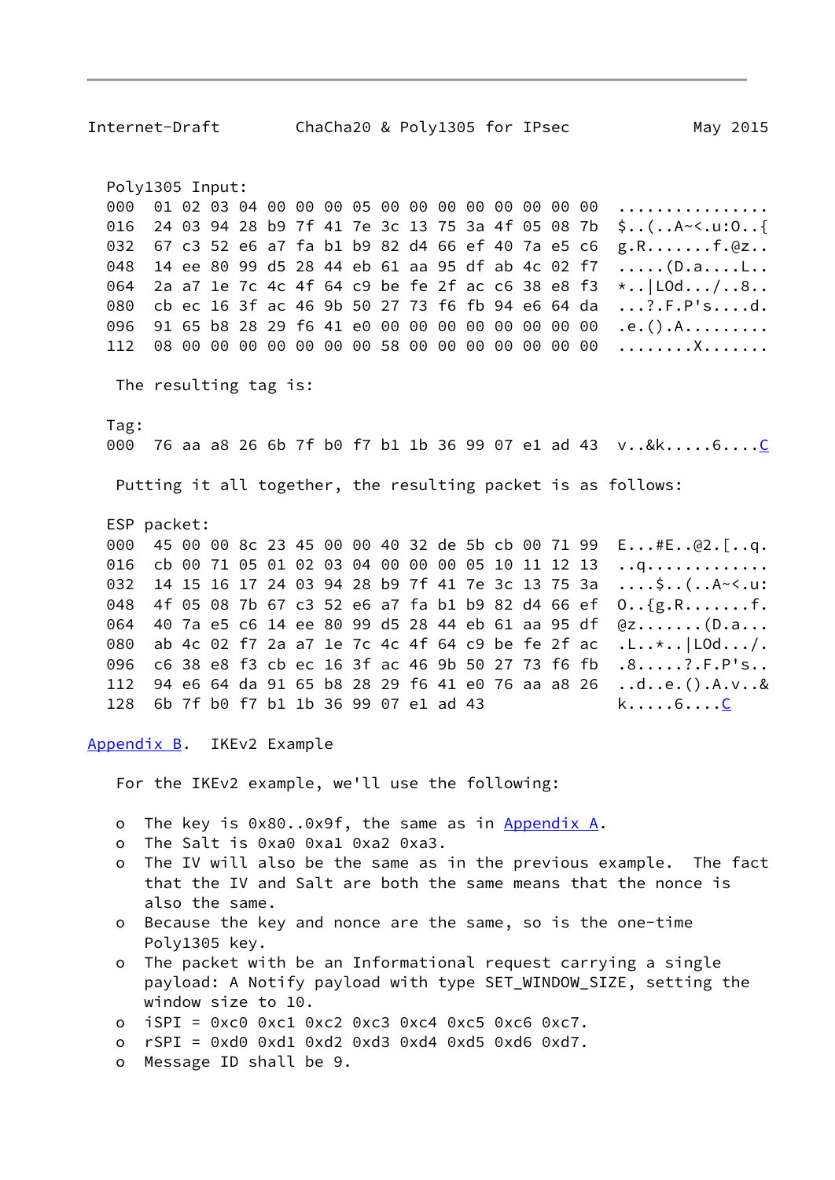Poly1305 Input:

```
000  01 02 03 04 00 00 00 05 00 00 00 00 00 00 00 00  ................
016  24 03 94 28 b9 7f 41 7e 3c 13 75 3a 4f 05 08 7b  $..(..A~<.u:O..{
032  67 c3 52 e6 a7 fa b1 b9 82 d4 66 ef 40 7a e5 c6  g.R.......f.@z..
048  14 ee 80 99 d5 28 44 eb 61 aa 95 df ab 4c 02 f7  .....(D.a....L..
064  2a a7 1e 7c 4c 4f 64 c9 be fe 2f ac c6 38 e8 f3  *..|LOd.../..8..
080  cb ec 16 3f ac 46 9b 50 27 73 f6 fb 94 e6 64 da  ...?.F.P's....d.
096  91 65 b8 28 29 f6 41 e0 00 00 00 00 00 00 00 00  .e.().A.........
112  08 00 00 00 00 00 00 00 58 00 00 00 00 00 00 00  ........X.......
```

The resulting tag is:

Tag:

```
000  76 aa a8 26 6b 7f b0 f7 b1 1b 36 99 07 e1 ad 43  v..&k.....6....C
```

Putting it all together, the resulting packet is as follows:

ESP packet:

```
000  45 00 00 8c 23 45 00 00 40 32 de 5b cb 00 71 99  E...#E..@2.[..q.
016  cb 00 71 05 01 02 03 04 00 00 00 05 10 11 12 13  ..q.............
032  14 15 16 17 24 03 94 28 b9 7f 41 7e 3c 13 75 3a  ....$..(..A~<.u:
048  4f 05 08 7b 67 c3 52 e6 a7 fa b1 b9 82 d4 66 ef  O..{g.R.......f.
064  40 7a e5 c6 14 ee 80 99 d5 28 44 eb 61 aa 95 df  @z.......(D.a...
080  ab 4c 02 f7 2a a7 1e 7c 4c 4f 64 c9 be fe 2f ac  .L..*..|LOd.../.
096  c6 38 e8 f3 cb ec 16 3f ac 46 9b 50 27 73 f6 fb  .8.....?.F.P's..
112  94 e6 64 da 91 65 b8 28 29 f6 41 e0 76 aa a8 26  ..d..e.().A.v..&
128  6b 7f b0 f7 b1 1b 36 99 07 e1 ad 43              k.....6....C
```

## Appendix B. IKEv2 Example

For the IKEv2 example, we'll use the following:

- The key is 0x80..0x9f, the same as in Appendix A.
- The Salt is 0xa0 0xa1 0xa2 0xa3.
- The IV will also be the same as in the previous example. The fact that the IV and Salt are both the same means that the nonce is also the same.
- Because the key and nonce are the same, so is the one-time Poly1305 key.
- The packet with be an Informational request carrying a single payload: A Notify payload with type SET_WINDOW_SIZE, setting the window size to 10.
- iSPI = 0xc0 0xc1 0xc2 0xc3 0xc4 0xc5 0xc6 0xc7.
- rSPI = 0xd0 0xd1 0xd2 0xd3 0xd4 0xd5 0xd6 0xd7.
- Message ID shall be 9.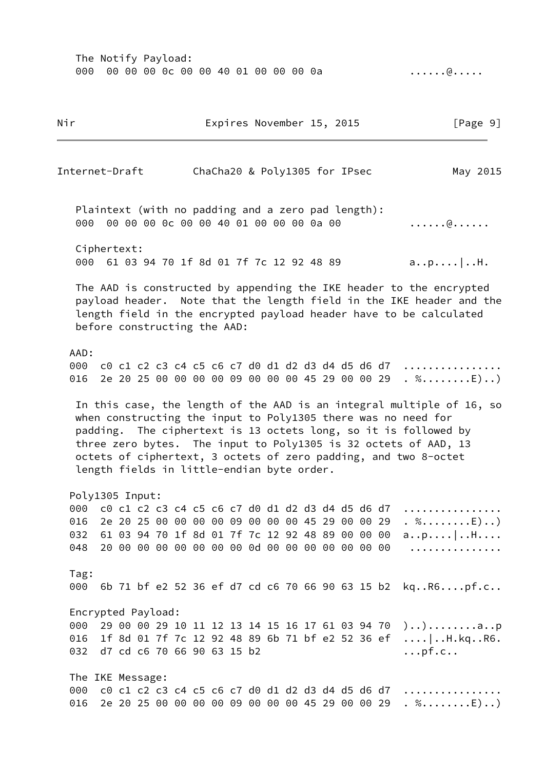The Notify Payload:

```
000  00 00 00 0c 00 00 40 01 00 00 00 0a             ......@.....
```

Plaintext (with no padding and a zero pad length):

```
000  00 00 00 0c 00 00 40 01 00 00 00 0a 00          ......@......
```

Ciphertext:

```
000  61 03 94 70 1f 8d 01 7f 7c 12 92 48 89          a..p....|..H.
```

The AAD is constructed by appending the IKE header to the encrypted payload header. Note that the length field in the IKE header and the length field in the encrypted payload header have to be calculated before constructing the AAD:

AAD:

```
000  c0 c1 c2 c3 c4 c5 c6 c7 d0 d1 d2 d3 d4 d5 d6 d7  ................
016  2e 20 25 00 00 00 00 09 00 00 00 45 29 00 00 29  . %........E)..)
```

In this case, the length of the AAD is an integral multiple of 16, so when constructing the input to Poly1305 there was no need for padding. The ciphertext is 13 octets long, so it is followed by three zero bytes. The input to Poly1305 is 32 octets of AAD, 13 octets of ciphertext, 3 octets of zero padding, and two 8-octet length fields in little-endian byte order.

Poly1305 Input:

```
000  c0 c1 c2 c3 c4 c5 c6 c7 d0 d1 d2 d3 d4 d5 d6 d7  ................
016  2e 20 25 00 00 00 00 09 00 00 00 45 29 00 00 29  . %........E)..)
032  61 03 94 70 1f 8d 01 7f 7c 12 92 48 89 00 00 00  a..p....|..H....
048  20 00 00 00 00 00 00 00 0d 00 00 00 00 00 00 00   ..............
```

Tag:

```
000  6b 71 bf e2 52 36 ef d7 cd c6 70 66 90 63 15 b2  kq..R6....pf.c..
```

Encrypted Payload:

```
000  29 00 00 29 10 11 12 13 14 15 16 17 61 03 94 70  )..)........a..p
016  1f 8d 01 7f 7c 12 92 48 89 6b 71 bf e2 52 36 ef  ....|..H.kq..R6.
032  d7 cd c6 70 66 90 63 15 b2                       ...pf.c..
```

The IKE Message:

```
000  c0 c1 c2 c3 c4 c5 c6 c7 d0 d1 d2 d3 d4 d5 d6 d7  ................
016  2e 20 25 00 00 00 00 09 00 00 00 45 29 00 00 29  . %........E)..)
```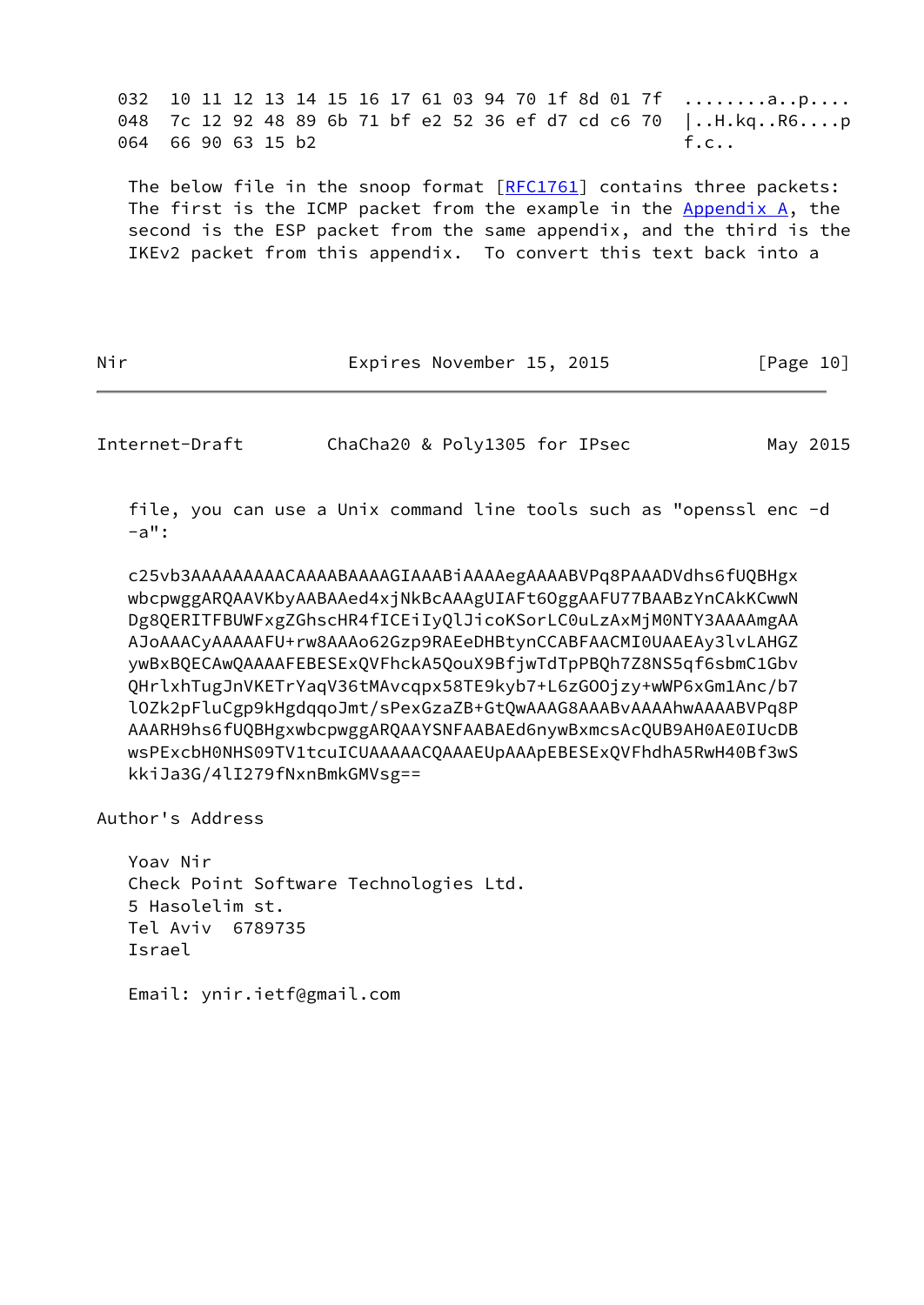```
032  10 11 12 13 14 15 16 17 61 03 94 70 1f 8d 01 7f  ........a..p....
048  7c 12 92 48 89 6b 71 bf e2 52 36 ef d7 cd c6 70  |..H.kq..R6....p
064  66 90 63 15 b2                                   f.c..
```

The below file in the snoop format [RFC1761] contains three packets: The first is the ICMP packet from the example in the Appendix A, the second is the ESP packet from the same appendix, and the third is the IKEv2 packet from this appendix. To convert this text back into a file, you can use a Unix command line tools such as "openssl enc -d -a":

```
c25vb3AAAAAAAAACAAAABAAAAGIAAABiAAAAegAAAABVPq8PAAADVdhs6fUQBHgx
wbcpwggARQAAVKbyAABAAed4xjNkBcAAAgUIAFt6OggAAFU77BAABzYnCAkKCwwN
Dg8QERITFBUWFxgZGhscHR4fICEiIyQlJicoKSorLC0uLzAxMjM0NTY3AAAAmgAA
AJoAAACyAAAAAFU+rw8AAAo62Gzp9RAEeDHBtynCCABFAACMI0UAAEAy3lvLAHGZ
ywBxBQECAwQAAAAFEBESExQVFhckA5QouX9BfjwTdTpPBQh7Z8NS5qf6sbmC1Gbv
QHrlxhTugJnVKETrYaqV36tMAvcqpx58TE9kyb7+L6zGOOjzy+wWP6xGm1Anc/b7
lOZk2pFluCgp9kHgdqqoJmt/sPexGzaZB+GtQwAAAG8AAABvAAAAhwAAAABVPq8P
AAARH9hs6fUQBHgxwbcpwggARQAAYSNFAABAEd6nywBxmcsAcQUB9AH0AE0IUcDB
wsPExcbH0NHS09TV1tcuICUAAAAACQAAAEUpAAApEBESExQVFhdhA5RwH40Bf3wS
kkiJa3G/4lI279fNxnBmkGMVsg==
```

Author's Address

Yoav Nir
Check Point Software Technologies Ltd.
5 Hasolelim st.
Tel Aviv  6789735
Israel

Email: ynir.ietf@gmail.com